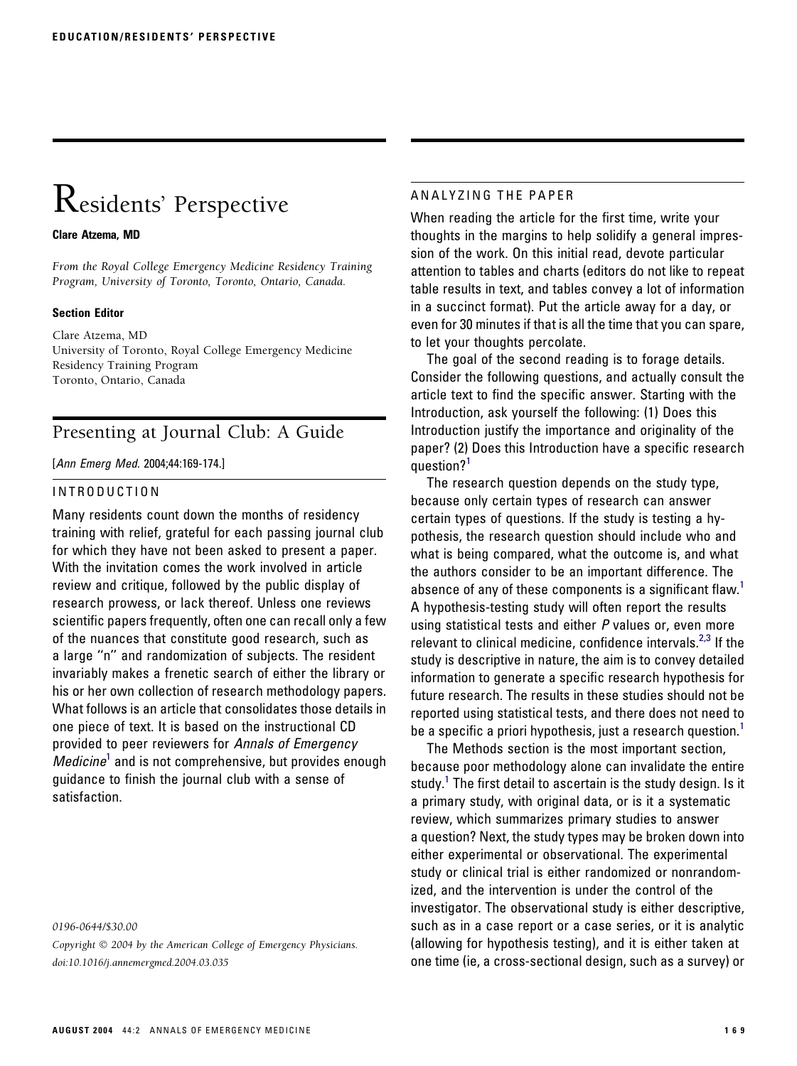# Residents' Perspective

**Clare Atzema, MD**

*From the Royal College Emergency Medicine Residency Training Program, University of Toronto, Toronto, Ontario, Canada.*

**Section Editor**

Clare Atzema, MD
University of Toronto, Royal College Emergency Medicine Residency Training Program
Toronto, Ontario, Canada

## Presenting at Journal Club: A Guide

[*Ann Emerg Med.* 2004;44:169-174.]

### INTRODUCTION

Many residents count down the months of residency training with relief, grateful for each passing journal club for which they have not been asked to present a paper. With the invitation comes the work involved in article review and critique, followed by the public display of research prowess, or lack thereof. Unless one reviews scientific papers frequently, often one can recall only a few of the nuances that constitute good research, such as a large "n" and randomization of subjects. The resident invariably makes a frenetic search of either the library or his or her own collection of research methodology papers. What follows is an article that consolidates those details in one piece of text. It is based on the instructional CD provided to peer reviewers for *Annals of Emergency Medicine*[1] and is not comprehensive, but provides enough guidance to finish the journal club with a sense of satisfaction.

*0196-0644/$30.00*
*Copyright © 2004 by the American College of Emergency Physicians.*
*doi:10.1016/j.annemergmed.2004.03.035*

### ANALYZING THE PAPER

When reading the article for the first time, write your thoughts in the margins to help solidify a general impression of the work. On this initial read, devote particular attention to tables and charts (editors do not like to repeat table results in text, and tables convey a lot of information in a succinct format). Put the article away for a day, or even for 30 minutes if that is all the time that you can spare, to let your thoughts percolate.

The goal of the second reading is to forage details. Consider the following questions, and actually consult the article text to find the specific answer. Starting with the Introduction, ask yourself the following: (1) Does this Introduction justify the importance and originality of the paper? (2) Does this Introduction have a specific research question?[1]

The research question depends on the study type, because only certain types of research can answer certain types of questions. If the study is testing a hypothesis, the research question should include who and what is being compared, what the outcome is, and what the authors consider to be an important difference. The absence of any of these components is a significant flaw.[1] A hypothesis-testing study will often report the results using statistical tests and either *P* values or, even more relevant to clinical medicine, confidence intervals.[2,3] If the study is descriptive in nature, the aim is to convey detailed information to generate a specific research hypothesis for future research. The results in these studies should not be reported using statistical tests, and there does not need to be a specific a priori hypothesis, just a research question.[1]

The Methods section is the most important section, because poor methodology alone can invalidate the entire study.[1] The first detail to ascertain is the study design. Is it a primary study, with original data, or is it a systematic review, which summarizes primary studies to answer a question? Next, the study types may be broken down into either experimental or observational. The experimental study or clinical trial is either randomized or nonrandomized, and the intervention is under the control of the investigator. The observational study is either descriptive, such as in a case report or a case series, or it is analytic (allowing for hypothesis testing), and it is either taken at one time (ie, a cross-sectional design, such as a survey) or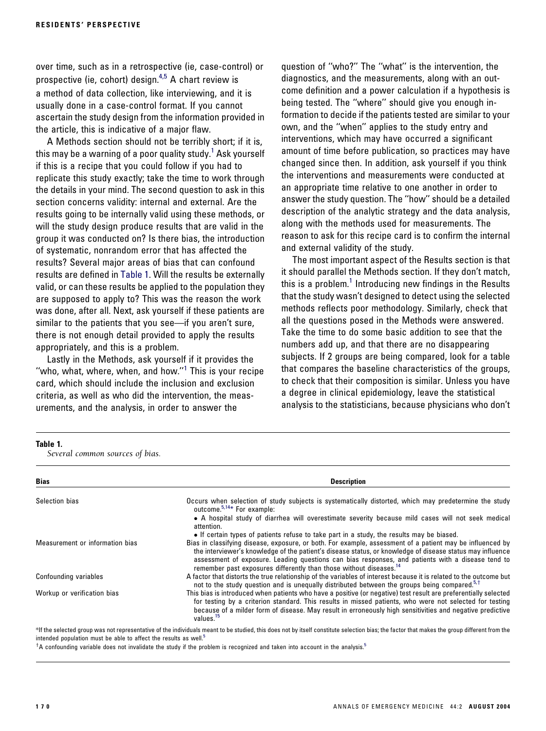over time, such as in a retrospective (ie, case-control) or prospective (ie, cohort) design.[4,5] A chart review is a method of data collection, like interviewing, and it is usually done in a case-control format. If you cannot ascertain the study design from the information provided in the article, this is indicative of a major flaw.

A Methods section should not be terribly short; if it is, this may be a warning of a poor quality study.[1] Ask yourself if this is a recipe that you could follow if you had to replicate this study exactly; take the time to work through the details in your mind. The second question to ask in this section concerns validity: internal and external. Are the results going to be internally valid using these methods, or will the study design produce results that are valid in the group it was conducted on? Is there bias, the introduction of systematic, nonrandom error that has affected the results? Several major areas of bias that can confound results are defined in Table 1. Will the results be externally valid, or can these results be applied to the population they are supposed to apply to? This was the reason the work was done, after all. Next, ask yourself if these patients are similar to the patients that you see—if you aren't sure, there is not enough detail provided to apply the results appropriately, and this is a problem.

Lastly in the Methods, ask yourself if it provides the "who, what, where, when, and how."[1] This is your recipe card, which should include the inclusion and exclusion criteria, as well as who did the intervention, the measurements, and the analysis, in order to answer the question of "who?" The "what" is the intervention, the diagnostics, and the measurements, along with an outcome definition and a power calculation if a hypothesis is being tested. The "where" should give you enough information to decide if the patients tested are similar to your own, and the "when" applies to the study entry and interventions, which may have occurred a significant amount of time before publication, so practices may have changed since then. In addition, ask yourself if you think the interventions and measurements were conducted at an appropriate time relative to one another in order to answer the study question. The "how" should be a detailed description of the analytic strategy and the data analysis, along with the methods used for measurements. The reason to ask for this recipe card is to confirm the internal and external validity of the study.

The most important aspect of the Results section is that it should parallel the Methods section. If they don't match, this is a problem.[1] Introducing new findings in the Results that the study wasn't designed to detect using the selected methods reflects poor methodology. Similarly, check that all the questions posed in the Methods were answered. Take the time to do some basic addition to see that the numbers add up, and that there are no disappearing subjects. If 2 groups are being compared, look for a table that compares the baseline characteristics of the groups, to check that their composition is similar. Unless you have a degree in clinical epidemiology, leave the statistical analysis to the statisticians, because physicians who don't

**Table 1.**
*Several common sources of bias.*

| Bias | Description |
|---|---|
| Selection bias | Occurs when selection of study subjects is systematically distorted, which may predetermine the study outcome.[5,14]* For example: • A hospital study of diarrhea will overestimate severity because mild cases will not seek medical attention. • If certain types of patients refuse to take part in a study, the results may be biased. |
| Measurement or information bias | Bias in classifying disease, exposure, or both. For example, assessment of a patient may be influenced by the interviewer's knowledge of the patient's disease status, or knowledge of disease status may influence assessment of exposure. Leading questions can bias responses, and patients with a disease tend to remember past exposures differently than those without diseases.[14] |
| Confounding variables | A factor that distorts the true relationship of the variables of interest because it is related to the outcome but not to the study question and is unequally distributed between the groups being compared.[5,†] |
| Workup or verification bias | This bias is introduced when patients who have a positive (or negative) test result are preferentially selected for testing by a criterion standard. This results in missed patients, who were not selected for testing because of a milder form of disease. May result in erroneously high sensitivities and negative predictive values.[15] |

*If the selected group was not representative of the individuals meant to be studied, this does not by itself constitute selection bias; the factor that makes the group different from the intended population must be able to affect the results as well.[5]

†A confounding variable does not invalidate the study if the problem is recognized and taken into account in the analysis.[5]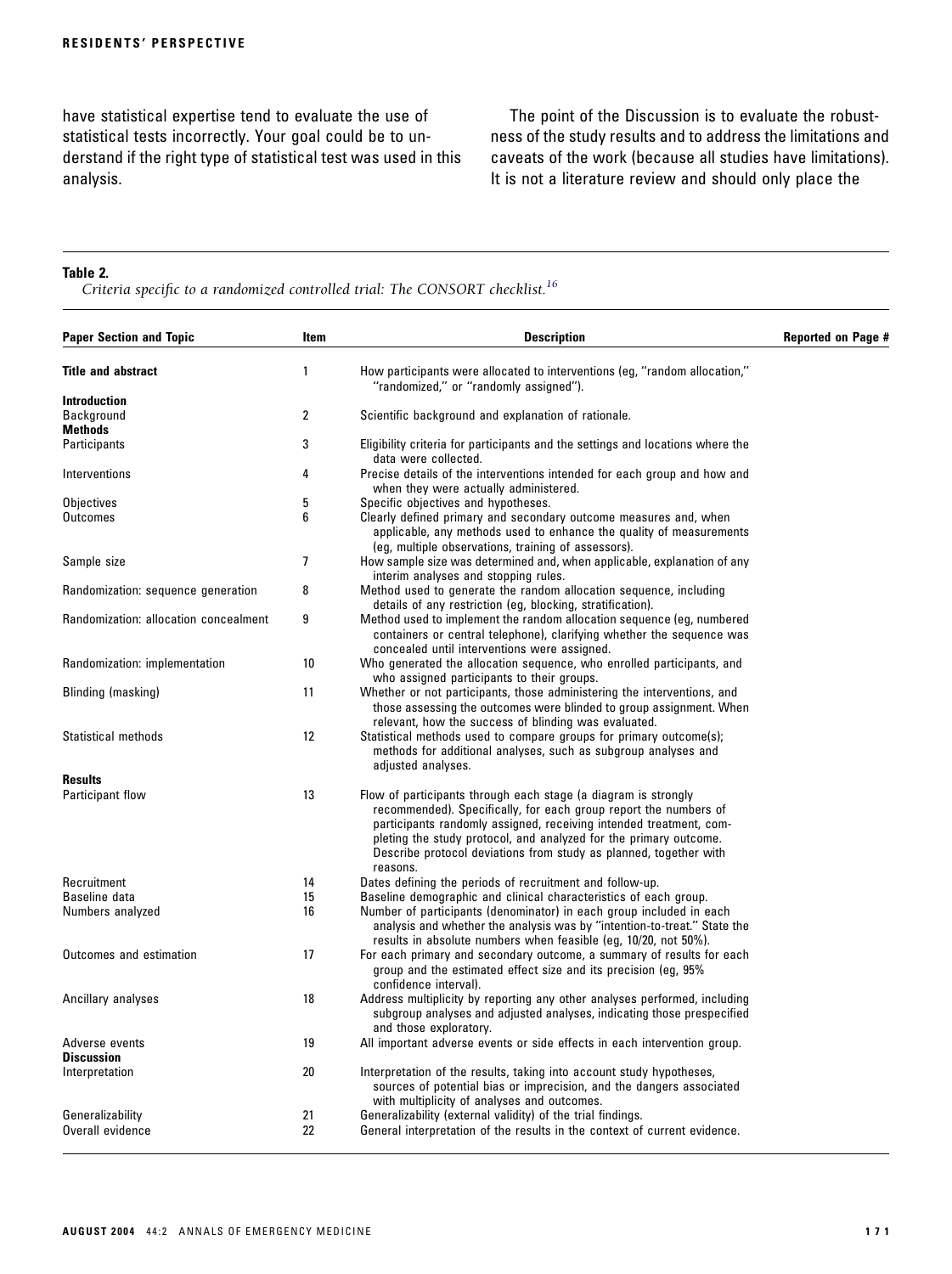have statistical expertise tend to evaluate the use of statistical tests incorrectly. Your goal could be to understand if the right type of statistical test was used in this analysis.

The point of the Discussion is to evaluate the robustness of the study results and to address the limitations and caveats of the work (because all studies have limitations). It is not a literature review and should only place the

**Table 2.**
*Criteria specific to a randomized controlled trial: The CONSORT checklist.*[16]

| Paper Section and Topic | Item | Description | Reported on Page # |
|---|---|---|---|
| **Title and abstract** | 1 | How participants were allocated to interventions (eg, "random allocation," "randomized," or "randomly assigned"). | |
| **Introduction** | | | |
| Background | 2 | Scientific background and explanation of rationale. | |
| **Methods** | | | |
| Participants | 3 | Eligibility criteria for participants and the settings and locations where the data were collected. | |
| Interventions | 4 | Precise details of the interventions intended for each group and how and when they were actually administered. | |
| Objectives | 5 | Specific objectives and hypotheses. | |
| Outcomes | 6 | Clearly defined primary and secondary outcome measures and, when applicable, any methods used to enhance the quality of measurements (eg, multiple observations, training of assessors). | |
| Sample size | 7 | How sample size was determined and, when applicable, explanation of any interim analyses and stopping rules. | |
| Randomization: sequence generation | 8 | Method used to generate the random allocation sequence, including details of any restriction (eg, blocking, stratification). | |
| Randomization: allocation concealment | 9 | Method used to implement the random allocation sequence (eg, numbered containers or central telephone), clarifying whether the sequence was concealed until interventions were assigned. | |
| Randomization: implementation | 10 | Who generated the allocation sequence, who enrolled participants, and who assigned participants to their groups. | |
| Blinding (masking) | 11 | Whether or not participants, those administering the interventions, and those assessing the outcomes were blinded to group assignment. When relevant, how the success of blinding was evaluated. | |
| Statistical methods | 12 | Statistical methods used to compare groups for primary outcome(s); methods for additional analyses, such as subgroup analyses and adjusted analyses. | |
| **Results** | | | |
| Participant flow | 13 | Flow of participants through each stage (a diagram is strongly recommended). Specifically, for each group report the numbers of participants randomly assigned, receiving intended treatment, completing the study protocol, and analyzed for the primary outcome. Describe protocol deviations from study as planned, together with reasons. | |
| Recruitment | 14 | Dates defining the periods of recruitment and follow-up. | |
| Baseline data | 15 | Baseline demographic and clinical characteristics of each group. | |
| Numbers analyzed | 16 | Number of participants (denominator) in each group included in each analysis and whether the analysis was by "intention-to-treat." State the results in absolute numbers when feasible (eg, 10/20, not 50%). | |
| Outcomes and estimation | 17 | For each primary and secondary outcome, a summary of results for each group and the estimated effect size and its precision (eg, 95% confidence interval). | |
| Ancillary analyses | 18 | Address multiplicity by reporting any other analyses performed, including subgroup analyses and adjusted analyses, indicating those prespecified and those exploratory. | |
| Adverse events | 19 | All important adverse events or side effects in each intervention group. | |
| **Discussion** | | | |
| Interpretation | 20 | Interpretation of the results, taking into account study hypotheses, sources of potential bias or imprecision, and the dangers associated with multiplicity of analyses and outcomes. | |
| Generalizability | 21 | Generalizability (external validity) of the trial findings. | |
| Overall evidence | 22 | General interpretation of the results in the context of current evidence. | |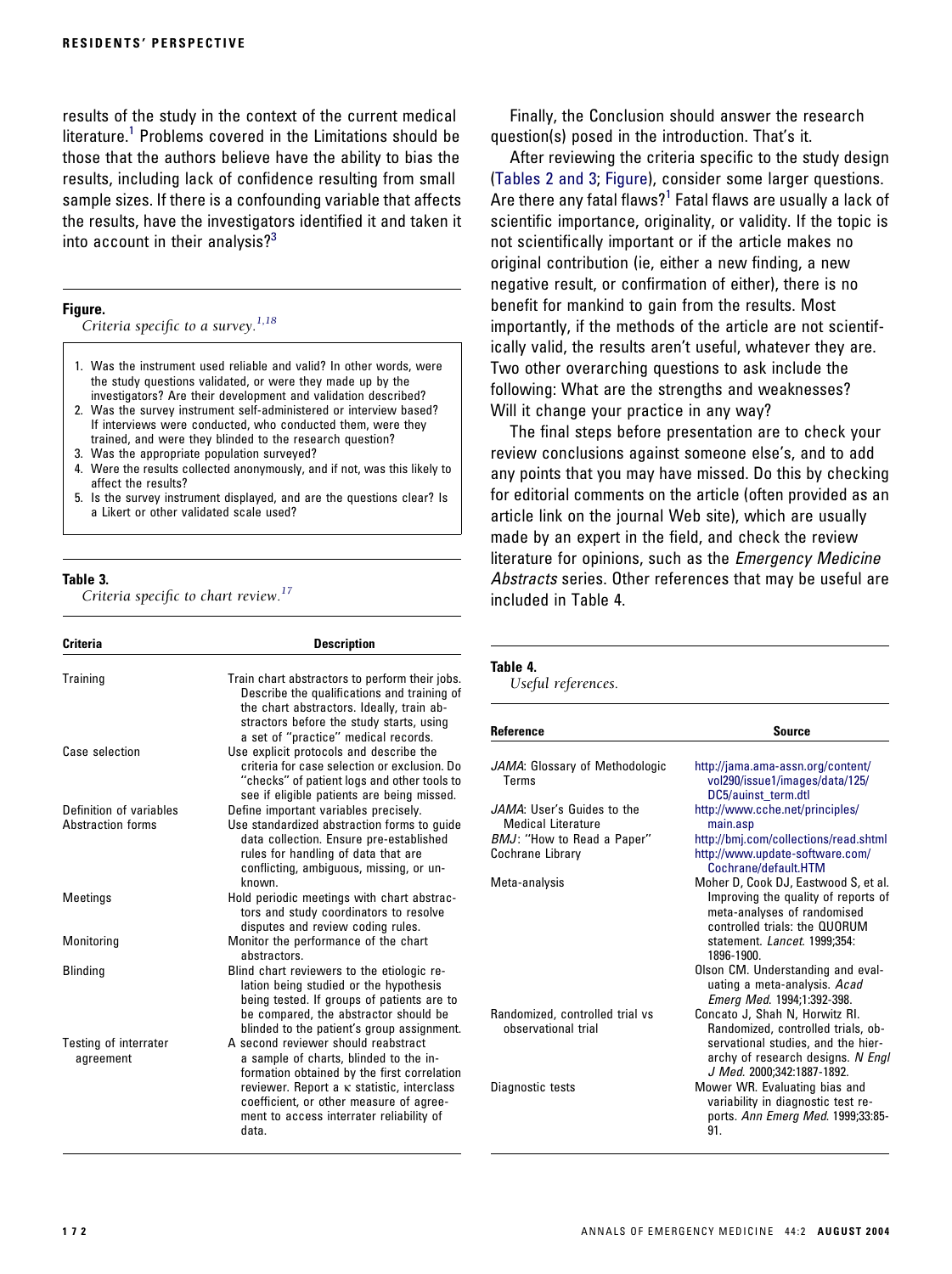results of the study in the context of the current medical literature.[1] Problems covered in the Limitations should be those that the authors believe have the ability to bias the results, including lack of confidence resulting from small sample sizes. If there is a confounding variable that affects the results, have the investigators identified it and taken it into account in their analysis?[3]

**Figure.**
*Criteria specific to a survey.*[1,18]

1. Was the instrument used reliable and valid? In other words, were the study questions validated, or were they made up by the investigators? Are their development and validation described?
2. Was the survey instrument self-administered or interview based? If interviews were conducted, who conducted them, were they trained, and were they blinded to the research question?
3. Was the appropriate population surveyed?
4. Were the results collected anonymously, and if not, was this likely to affect the results?
5. Is the survey instrument displayed, and are the questions clear? Is a Likert or other validated scale used?

**Table 3.**
*Criteria specific to chart review.*[17]

| Criteria | Description |
|---|---|
| Training | Train chart abstractors to perform their jobs. Describe the qualifications and training of the chart abstractors. Ideally, train abstractors before the study starts, using a set of "practice" medical records. |
| Case selection | Use explicit protocols and describe the criteria for case selection or exclusion. Do "checks" of patient logs and other tools to see if eligible patients are being missed. |
| Definition of variables | Define important variables precisely. |
| Abstraction forms | Use standardized abstraction forms to guide data collection. Ensure pre-established rules for handling of data that are conflicting, ambiguous, missing, or unknown. |
| Meetings | Hold periodic meetings with chart abstractors and study coordinators to resolve disputes and review coding rules. |
| Monitoring | Monitor the performance of the chart abstractors. |
| Blinding | Blind chart reviewers to the etiologic relation being studied or the hypothesis being tested. If groups of patients are to be compared, the abstractor should be blinded to the patient's group assignment. |
| Testing of interrater agreement | A second reviewer should reabstract a sample of charts, blinded to the information obtained by the first correlation reviewer. Report a $\kappa$ statistic, interclass coefficient, or other measure of agreement to access interrater reliability of data. |

Finally, the Conclusion should answer the research question(s) posed in the introduction. That's it.

After reviewing the criteria specific to the study design (Tables 2 and 3; Figure), consider some larger questions. Are there any fatal flaws?[1] Fatal flaws are usually a lack of scientific importance, originality, or validity. If the topic is not scientifically important or if the article makes no original contribution (ie, either a new finding, a new negative result, or confirmation of either), there is no benefit for mankind to gain from the results. Most importantly, if the methods of the article are not scientifically valid, the results aren't useful, whatever they are. Two other overarching questions to ask include the following: What are the strengths and weaknesses? Will it change your practice in any way?

The final steps before presentation are to check your review conclusions against someone else's, and to add any points that you may have missed. Do this by checking for editorial comments on the article (often provided as an article link on the journal Web site), which are usually made by an expert in the field, and check the review literature for opinions, such as the *Emergency Medicine Abstracts* series. Other references that may be useful are included in Table 4.

**Table 4.**
*Useful references.*

| Reference | Source |
|---|---|
| *JAMA*: Glossary of Methodologic Terms | http://jama.ama-assn.org/content/vol290/issue1/images/data/125/DC5/auinst_term.dtl |
| *JAMA*: User's Guides to the Medical Literature | http://www.cche.net/principles/main.asp |
| *BMJ*: "How to Read a Paper" | http://bmj.com/collections/read.shtml |
| Cochrane Library | http://www.update-software.com/Cochrane/default.HTM |
| Meta-analysis | Moher D, Cook DJ, Eastwood S, et al. Improving the quality of reports of meta-analyses of randomised controlled trials: the QUORUM statement. *Lancet*. 1999;354:1896-1900. |
| | Olson CM. Understanding and evaluating a meta-analysis. *Acad Emerg Med*. 1994;1:392-398. |
| Randomized, controlled trial vs observational trial | Concato J, Shah N, Horwitz RI. Randomized, controlled trials, observational studies, and the hierarchy of research designs. *N Engl J Med*. 2000;342:1887-1892. |
| Diagnostic tests | Mower WR. Evaluating bias and variability in diagnostic test reports. *Ann Emerg Med*. 1999;33:85-91. |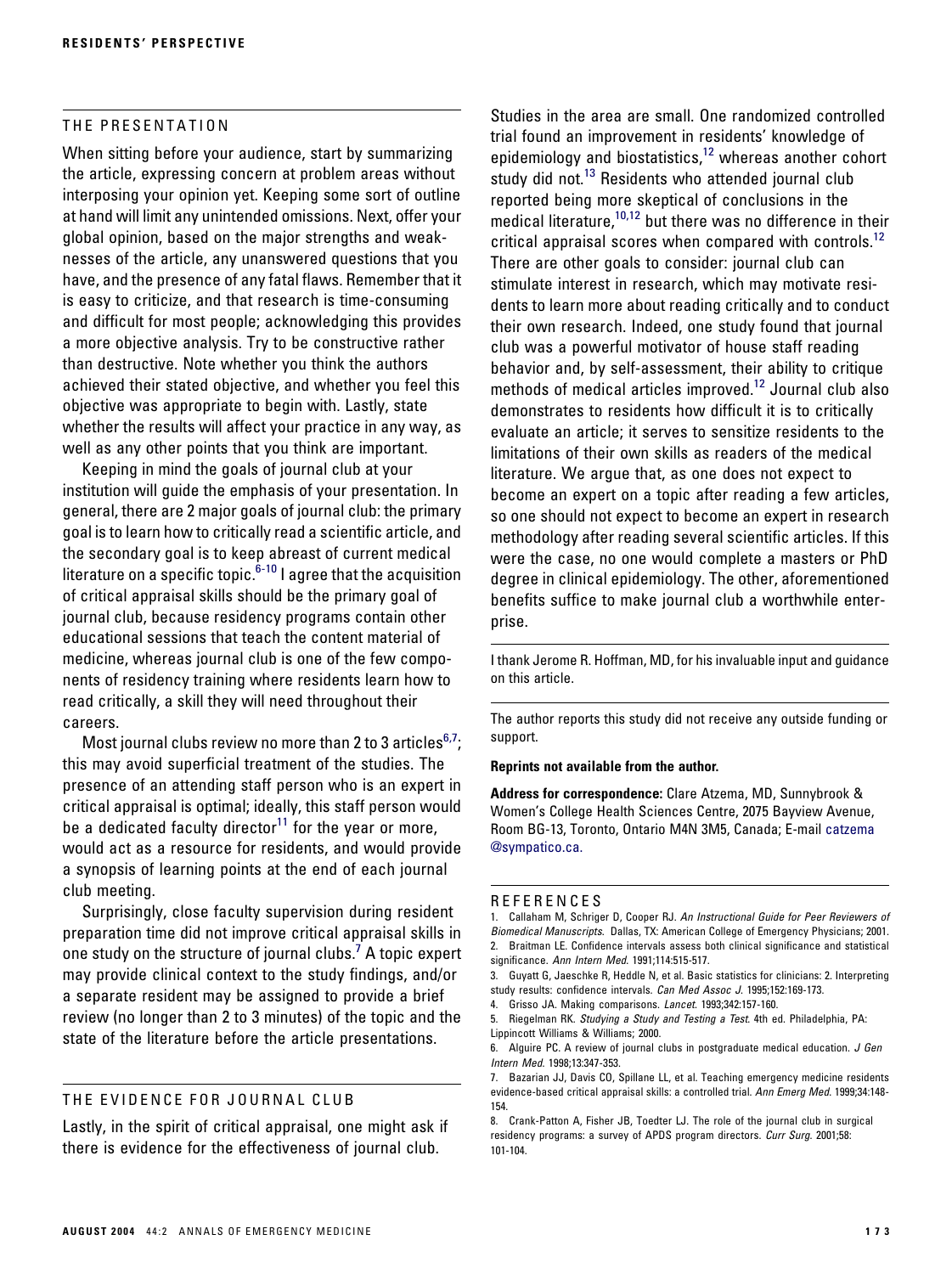## THE PRESENTATION

When sitting before your audience, start by summarizing the article, expressing concern at problem areas without interposing your opinion yet. Keeping some sort of outline at hand will limit any unintended omissions. Next, offer your global opinion, based on the major strengths and weaknesses of the article, any unanswered questions that you have, and the presence of any fatal flaws. Remember that it is easy to criticize, and that research is time-consuming and difficult for most people; acknowledging this provides a more objective analysis. Try to be constructive rather than destructive. Note whether you think the authors achieved their stated objective, and whether you feel this objective was appropriate to begin with. Lastly, state whether the results will affect your practice in any way, as well as any other points that you think are important.

Keeping in mind the goals of journal club at your institution will guide the emphasis of your presentation. In general, there are 2 major goals of journal club: the primary goal is to learn how to critically read a scientific article, and the secondary goal is to keep abreast of current medical literature on a specific topic.[6-10] I agree that the acquisition of critical appraisal skills should be the primary goal of journal club, because residency programs contain other educational sessions that teach the content material of medicine, whereas journal club is one of the few components of residency training where residents learn how to read critically, a skill they will need throughout their careers.

Most journal clubs review no more than 2 to 3 articles[6,7]; this may avoid superficial treatment of the studies. The presence of an attending staff person who is an expert in critical appraisal is optimal; ideally, this staff person would be a dedicated faculty director[11] for the year or more, would act as a resource for residents, and would provide a synopsis of learning points at the end of each journal club meeting.

Surprisingly, close faculty supervision during resident preparation time did not improve critical appraisal skills in one study on the structure of journal clubs.[7] A topic expert may provide clinical context to the study findings, and/or a separate resident may be assigned to provide a brief review (no longer than 2 to 3 minutes) of the topic and the state of the literature before the article presentations.

## THE EVIDENCE FOR JOURNAL CLUB

Lastly, in the spirit of critical appraisal, one might ask if there is evidence for the effectiveness of journal club. Studies in the area are small. One randomized controlled trial found an improvement in residents' knowledge of epidemiology and biostatistics,[12] whereas another cohort study did not.[13] Residents who attended journal club reported being more skeptical of conclusions in the medical literature,[10,12] but there was no difference in their critical appraisal scores when compared with controls.[12] There are other goals to consider: journal club can stimulate interest in research, which may motivate residents to learn more about reading critically and to conduct their own research. Indeed, one study found that journal club was a powerful motivator of house staff reading behavior and, by self-assessment, their ability to critique methods of medical articles improved.[12] Journal club also demonstrates to residents how difficult it is to critically evaluate an article; it serves to sensitize residents to the limitations of their own skills as readers of the medical literature. We argue that, as one does not expect to become an expert on a topic after reading a few articles, so one should not expect to become an expert in research methodology after reading several scientific articles. If this were the case, no one would complete a masters or PhD degree in clinical epidemiology. The other, aforementioned benefits suffice to make journal club a worthwhile enterprise.

I thank Jerome R. Hoffman, MD, for his invaluable input and guidance on this article.

The author reports this study did not receive any outside funding or support.

**Reprints not available from the author.**

**Address for correspondence:** Clare Atzema, MD, Sunnybrook & Women's College Health Sciences Centre, 2075 Bayview Avenue, Room BG-13, Toronto, Ontario M4N 3M5, Canada; E-mail catzema@sympatico.ca.

## REFERENCES

1. Callaham M, Schriger D, Cooper RJ. *An Instructional Guide for Peer Reviewers of Biomedical Manuscripts*. Dallas, TX: American College of Emergency Physicians; 2001.
2. Braitman LE. Confidence intervals assess both clinical significance and statistical significance. *Ann Intern Med*. 1991;114:515-517.
3. Guyatt G, Jaeschke R, Heddle N, et al. Basic statistics for clinicians: 2. Interpreting study results: confidence intervals. *Can Med Assoc J*. 1995;152:169-173.
4. Grisso JA. Making comparisons. *Lancet*. 1993;342:157-160.
5. Riegelman RK. *Studying a Study and Testing a Test*. 4th ed. Philadelphia, PA: Lippincott Williams & Williams; 2000.
6. Alguire PC. A review of journal clubs in postgraduate medical education. *J Gen Intern Med*. 1998;13:347-353.
7. Bazarian JJ, Davis CO, Spillane LL, et al. Teaching emergency medicine residents evidence-based critical appraisal skills: a controlled trial. *Ann Emerg Med*. 1999;34:148-154.
8. Crank-Patton A, Fisher JB, Toedter LJ. The role of the journal club in surgical residency programs: a survey of APDS program directors. *Curr Surg*. 2001;58:101-104.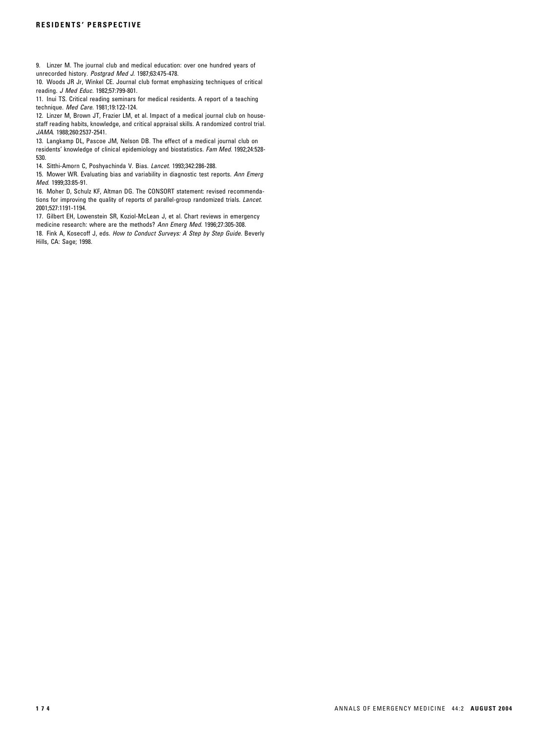9. Linzer M. The journal club and medical education: over one hundred years of unrecorded history. *Postgrad Med J.* 1987;63:475-478.

10. Woods JR Jr, Winkel CE. Journal club format emphasizing techniques of critical reading. *J Med Educ.* 1982;57:799-801.

11. Inui TS. Critical reading seminars for medical residents. A report of a teaching technique. *Med Care.* 1981;19:122-124.

12. Linzer M, Brown JT, Frazier LM, et al. Impact of a medical journal club on house-staff reading habits, knowledge, and critical appraisal skills. A randomized control trial. *JAMA.* 1988;260:2537-2541.

13. Langkamp DL, Pascoe JM, Nelson DB. The effect of a medical journal club on residents' knowledge of clinical epidemiology and biostatistics. *Fam Med.* 1992;24:528-530.

14. Sitthi-Amorn C, Poshyachinda V. Bias. *Lancet.* 1993;342:286-288.

15. Mower WR. Evaluating bias and variability in diagnostic test reports. *Ann Emerg Med.* 1999;33:85-91.

16. Moher D, Schulz KF, Altman DG. The CONSORT statement: revised recommendations for improving the quality of reports of parallel-group randomized trials. *Lancet.* 2001;527:1191-1194.

17. Gilbert EH, Lowenstein SR, Koziol-McLean J, et al. Chart reviews in emergency medicine research: where are the methods? *Ann Emerg Med.* 1996;27:305-308.

18. Fink A, Kosecoff J, eds. *How to Conduct Surveys: A Step by Step Guide.* Beverly Hills, CA: Sage; 1998.